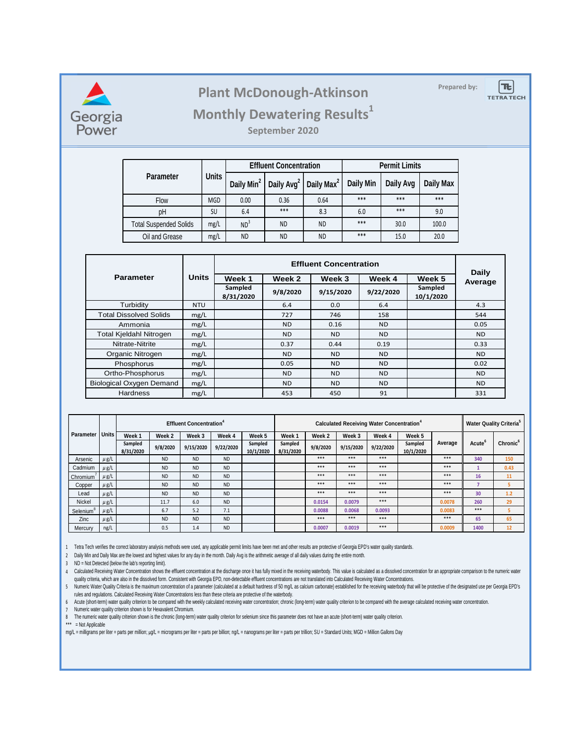Georgia Power

# Plant McDonough-Atkinson

## Monthly Dewatering Results[1]

### September 2020

Prepared by: TETRA TECH

| Parameter | Units | Effluent Concentration | | | Permit Limits | | |
|---|---|---|---|---|---|---|---|
| | | Daily Min[2] | Daily Avg[2] | Daily Max[2] | Daily Min | Daily Avg | Daily Max |
| Flow | MGD | 0.00 | 0.36 | 0.64 | *** | *** | *** |
| pH | SU | 6.4 | *** | 8.3 | 6.0 | *** | 9.0 |
| Total Suspended Solids | mg/L | ND[3] | ND | ND | *** | 30.0 | 100.0 |
| Oil and Grease | mg/L | ND | ND | ND | *** | 15.0 | 20.0 |

| Parameter | Units | Effluent Concentration | | | | | Daily Average |
|---|---|---|---|---|---|---|---|
| | | Week 1 | Week 2 | Week 3 | Week 4 | Week 5 | |
| | | Sampled 8/31/2020 | 9/8/2020 | 9/15/2020 | 9/22/2020 | Sampled 10/1/2020 | |
| Turbidity | NTU | | 6.4 | 0.0 | 6.4 | | 4.3 |
| Total Dissolved Solids | mg/L | | 727 | 746 | 158 | | 544 |
| Ammonia | mg/L | | ND | 0.16 | ND | | 0.05 |
| Total Kjeldahl Nitrogen | mg/L | | ND | ND | ND | | ND |
| Nitrate-Nitrite | mg/L | | 0.37 | 0.44 | 0.19 | | 0.33 |
| Organic Nitrogen | mg/L | | ND | ND | ND | | ND |
| Phosphorus | mg/L | | 0.05 | ND | ND | | 0.02 |
| Ortho-Phosphorus | mg/L | | ND | ND | ND | | ND |
| Biological Oxygen Demand | mg/L | | ND | ND | ND | | ND |
| Hardness | mg/L | | 453 | 450 | 91 | | 331 |

| Parameter | Units | Effluent Concentration[4] | | | | | Calculated Receiving Water Concentration[4] | | | | | | Water Quality Criteria[5] | |
|---|---|---|---|---|---|---|---|---|---|---|---|---|---|---|
| | | Week 1 | Week 2 | Week 3 | Week 4 | Week 5 | Week 1 | Week 2 | Week 3 | Week 4 | Week 5 | Average | Acute[6] | Chronic[6] |
| | | Sampled 8/31/2020 | 9/8/2020 | 9/15/2020 | 9/22/2020 | Sampled 10/1/2020 | Sampled 8/31/2020 | 9/8/2020 | 9/15/2020 | 9/22/2020 | Sampled 10/1/2020 | | | |
| Arsenic | μg/L | | ND | ND | ND | | | *** | *** | *** | | *** | 340 | 150 |
| Cadmium | μg/L | | ND | ND | ND | | | *** | *** | *** | | *** | 1 | 0.43 |
| Chromium[7] | μg/L | | ND | ND | ND | | | *** | *** | *** | | *** | 16 | 11 |
| Copper | μg/L | | ND | ND | ND | | | *** | *** | *** | | *** | 7 | 5 |
| Lead | μg/L | | ND | ND | ND | | | *** | *** | *** | | *** | 30 | 1.2 |
| Nickel | μg/L | | 11.7 | 6.0 | ND | | | 0.0154 | 0.0079 | *** | | 0.0078 | 260 | 29 |
| Selenium[8] | μg/L | | 6.7 | 5.2 | 7.1 | | | 0.0088 | 0.0068 | 0.0093 | | 0.0083 | *** | 5 |
| Zinc | μg/L | | ND | ND | ND | | | *** | *** | *** | | *** | 65 | 65 |
| Mercury | ng/L | | 0.5 | 1.4 | ND | | | 0.0007 | 0.0019 | *** | | 0.0009 | 1400 | 12 |

1 Tetra Tech verifies the correct laboratory analysis methods were used, any applicable permit limits have been met and other results are protective of Georgia EPD's water quality standards.

2 Daily Min and Daily Max are the lowest and highest values for any day in the month. Daily Avg is the arithmetic average of all daily values during the entire month.

3 ND = Not Detected (below the lab's reporting limit).

4 Calculated Receiving Water Concentration shows the effluent concentration at the discharge once it has fully mixed in the receiving waterbody. This value is calculated as a dissolved concentration for an appropriate comparison to the numeric water quality criteria, which are also in the dissolved form. Consistent with Georgia EPD, non-detectable effluent concentrations are not translated into Calculated Receiving Water Concentrations.

5 Numeric Water Quality Criteria is the maximum concentration of a parameter (calculated at a default hardness of 50 mg/L as calcium carbonate) established for the receiving waterbody that will be protective of the designated use per Georgia EPD's rules and regulations. Calculated Receiving Water Concentrations less than these criteria are protective of the waterbody.

6 Acute (short-term) water quality criterion to be compared with the weekly calculated receiving water concentration; chronic (long-term) water quality criterion to be compared with the average calculated receiving water concentration.

7 Numeric water quality criterion shown is for Hexavalent Chromium.

8 The numeric water quality criterion shown is the chronic (long-term) water quality criterion for selenium since this parameter does not have an acute (short-term) water quality criterion.

*** = Not Applicable

mg/L = milligrams per liter = parts per million; μg/L = micrograms per liter = parts per billion; ng/L = nanograms per liter = parts per trillion; SU = Standard Units; MGD = Million Gallons Day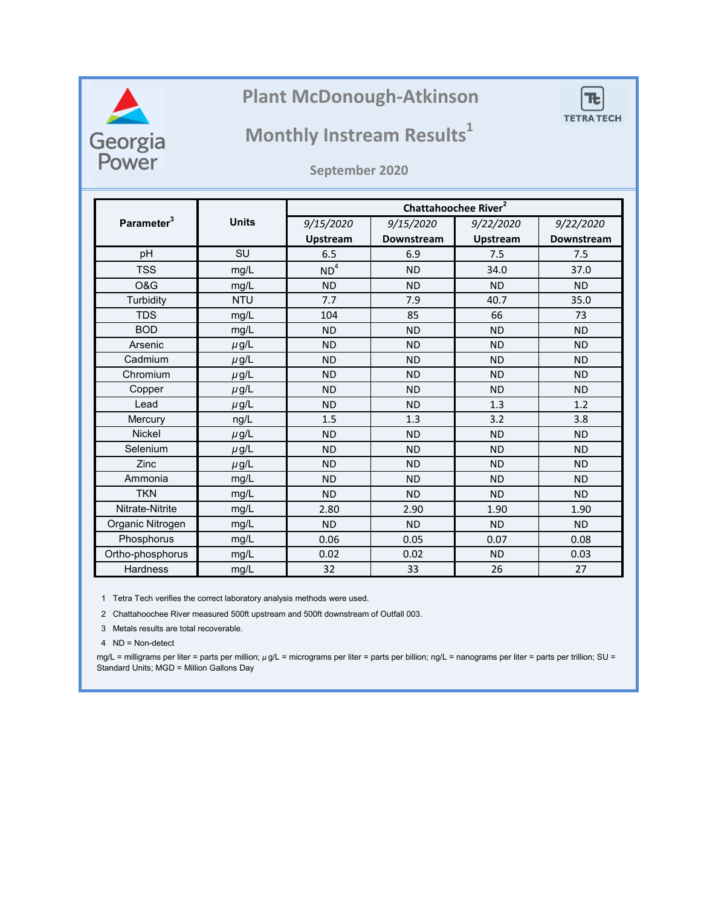Georgia Power

# Plant McDonough-Atkinson

## Monthly Instream Results[1]

TETRA TECH

### September 2020

| Parameter[3] | Units | Chattahoochee River[2] | | | |
|---|---|---|---|---|---|
| | | *9/15/2020* Upstream | *9/15/2020* Downstream | *9/22/2020* Upstream | *9/22/2020* Downstream |
| pH | SU | 6.5 | 6.9 | 7.5 | 7.5 |
| TSS | mg/L | ND[4] | ND | 34.0 | 37.0 |
| O&G | mg/L | ND | ND | ND | ND |
| Turbidity | NTU | 7.7 | 7.9 | 40.7 | 35.0 |
| TDS | mg/L | 104 | 85 | 66 | 73 |
| BOD | mg/L | ND | ND | ND | ND |
| Arsenic | $\mu$g/L | ND | ND | ND | ND |
| Cadmium | $\mu$g/L | ND | ND | ND | ND |
| Chromium | $\mu$g/L | ND | ND | ND | ND |
| Copper | $\mu$g/L | ND | ND | ND | ND |
| Lead | $\mu$g/L | ND | ND | 1.3 | 1.2 |
| Mercury | ng/L | 1.5 | 1.3 | 3.2 | 3.8 |
| Nickel | $\mu$g/L | ND | ND | ND | ND |
| Selenium | $\mu$g/L | ND | ND | ND | ND |
| Zinc | $\mu$g/L | ND | ND | ND | ND |
| Ammonia | mg/L | ND | ND | ND | ND |
| TKN | mg/L | ND | ND | ND | ND |
| Nitrate-Nitrite | mg/L | 2.80 | 2.90 | 1.90 | 1.90 |
| Organic Nitrogen | mg/L | ND | ND | ND | ND |
| Phosphorus | mg/L | 0.06 | 0.05 | 0.07 | 0.08 |
| Ortho-phosphorus | mg/L | 0.02 | 0.02 | ND | 0.03 |
| Hardness | mg/L | 32 | 33 | 26 | 27 |

1 Tetra Tech verifies the correct laboratory analysis methods were used.

2 Chattahoochee River measured 500ft upstream and 500ft downstream of Outfall 003.

3 Metals results are total recoverable.

4 ND = Non-detect

mg/L = milligrams per liter = parts per million; $\mu$g/L = micrograms per liter = parts per billion; ng/L = nanograms per liter = parts per trillion; SU = Standard Units; MGD = Million Gallons Day